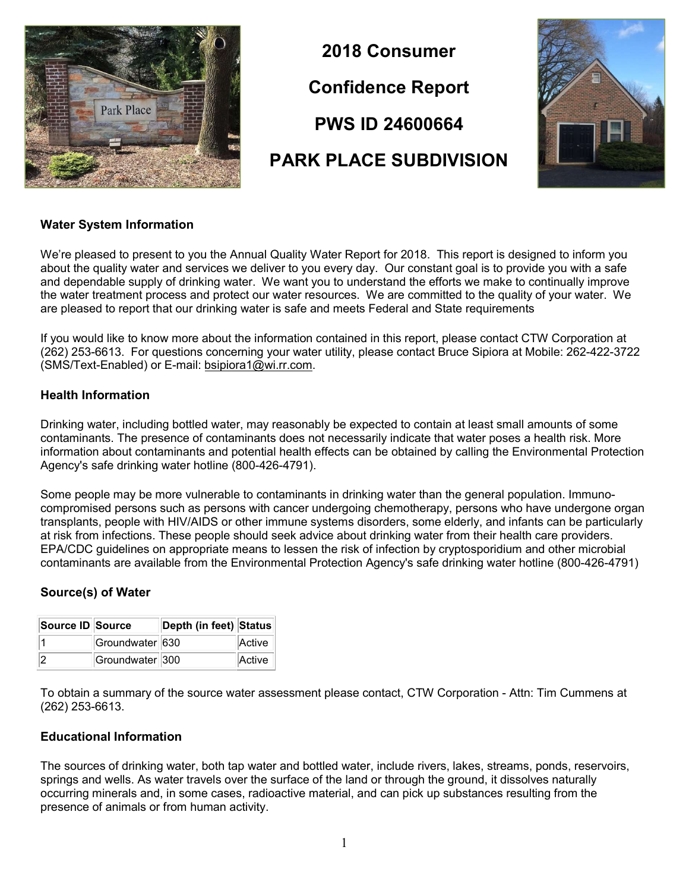# 2018 Consumer Confidence Report

# PWS ID 24600664

# PARK PLACE SUBDIVISION

## Water System Information

We're pleased to present to you the Annual Quality Water Report for 2018. This report is designed to inform you about the quality water and services we deliver to you every day. Our constant goal is to provide you with a safe and dependable supply of drinking water. We want you to understand the efforts we make to continually improve the water treatment process and protect our water resources. We are committed to the quality of your water. We are pleased to report that our drinking water is safe and meets Federal and State requirements

If you would like to know more about the information contained in this report, please contact CTW Corporation at (262) 253-6613. For questions concerning your water utility, please contact Bruce Sipiora at Mobile: 262-422-3722 (SMS/Text-Enabled) or E-mail: bsipiora1@wi.rr.com.

## Health Information

Drinking water, including bottled water, may reasonably be expected to contain at least small amounts of some contaminants. The presence of contaminants does not necessarily indicate that water poses a health risk. More information about contaminants and potential health effects can be obtained by calling the Environmental Protection Agency's safe drinking water hotline (800-426-4791).

Some people may be more vulnerable to contaminants in drinking water than the general population. Immuno-compromised persons such as persons with cancer undergoing chemotherapy, persons who have undergone organ transplants, people with HIV/AIDS or other immune systems disorders, some elderly, and infants can be particularly at risk from infections. These people should seek advice about drinking water from their health care providers. EPA/CDC guidelines on appropriate means to lessen the risk of infection by cryptosporidium and other microbial contaminants are available from the Environmental Protection Agency's safe drinking water hotline (800-426-4791)

## Source(s) of Water

| Source ID | Source | Depth (in feet) | Status |
|---|---|---|---|
| 1 | Groundwater | 630 | Active |
| 2 | Groundwater | 300 | Active |

To obtain a summary of the source water assessment please contact, CTW Corporation - Attn: Tim Cummens at (262) 253-6613.

## Educational Information

The sources of drinking water, both tap water and bottled water, include rivers, lakes, streams, ponds, reservoirs, springs and wells. As water travels over the surface of the land or through the ground, it dissolves naturally occurring minerals and, in some cases, radioactive material, and can pick up substances resulting from the presence of animals or from human activity.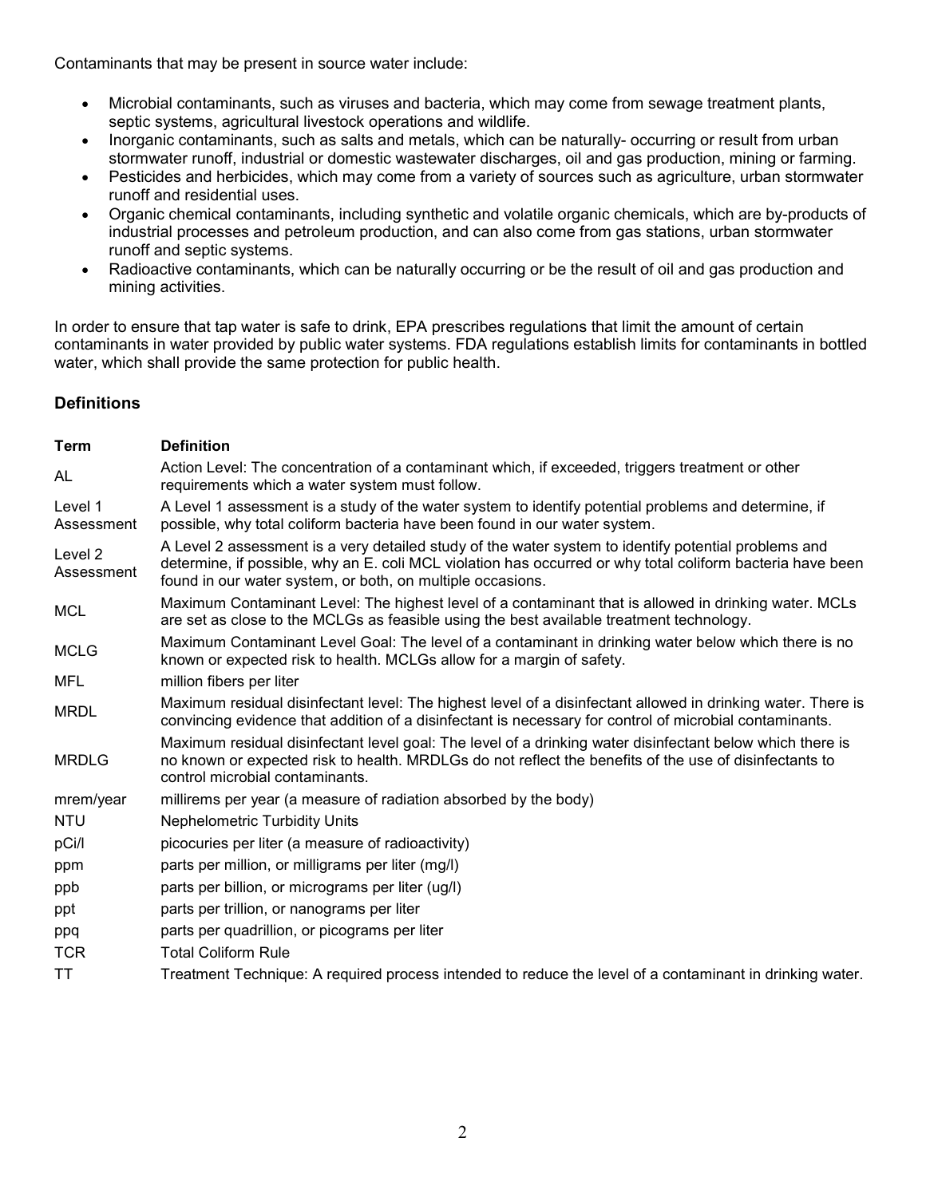Contaminants that may be present in source water include:

- Microbial contaminants, such as viruses and bacteria, which may come from sewage treatment plants, septic systems, agricultural livestock operations and wildlife.
- Inorganic contaminants, such as salts and metals, which can be naturally- occurring or result from urban stormwater runoff, industrial or domestic wastewater discharges, oil and gas production, mining or farming.
- Pesticides and herbicides, which may come from a variety of sources such as agriculture, urban stormwater runoff and residential uses.
- Organic chemical contaminants, including synthetic and volatile organic chemicals, which are by-products of industrial processes and petroleum production, and can also come from gas stations, urban stormwater runoff and septic systems.
- Radioactive contaminants, which can be naturally occurring or be the result of oil and gas production and mining activities.

In order to ensure that tap water is safe to drink, EPA prescribes regulations that limit the amount of certain contaminants in water provided by public water systems. FDA regulations establish limits for contaminants in bottled water, which shall provide the same protection for public health.

## Definitions

| Term | Definition |
|---|---|
| AL | Action Level: The concentration of a contaminant which, if exceeded, triggers treatment or other requirements which a water system must follow. |
| Level 1 Assessment | A Level 1 assessment is a study of the water system to identify potential problems and determine, if possible, why total coliform bacteria have been found in our water system. |
| Level 2 Assessment | A Level 2 assessment is a very detailed study of the water system to identify potential problems and determine, if possible, why an E. coli MCL violation has occurred or why total coliform bacteria have been found in our water system, or both, on multiple occasions. |
| MCL | Maximum Contaminant Level: The highest level of a contaminant that is allowed in drinking water. MCLs are set as close to the MCLGs as feasible using the best available treatment technology. |
| MCLG | Maximum Contaminant Level Goal: The level of a contaminant in drinking water below which there is no known or expected risk to health. MCLGs allow for a margin of safety. |
| MFL | million fibers per liter |
| MRDL | Maximum residual disinfectant level: The highest level of a disinfectant allowed in drinking water. There is convincing evidence that addition of a disinfectant is necessary for control of microbial contaminants. |
| MRDLG | Maximum residual disinfectant level goal: The level of a drinking water disinfectant below which there is no known or expected risk to health. MRDLGs do not reflect the benefits of the use of disinfectants to control microbial contaminants. |
| mrem/year | millirems per year (a measure of radiation absorbed by the body) |
| NTU | Nephelometric Turbidity Units |
| pCi/l | picocuries per liter (a measure of radioactivity) |
| ppm | parts per million, or milligrams per liter (mg/l) |
| ppb | parts per billion, or micrograms per liter (ug/l) |
| ppt | parts per trillion, or nanograms per liter |
| ppq | parts per quadrillion, or picograms per liter |
| TCR | Total Coliform Rule |
| TT | Treatment Technique: A required process intended to reduce the level of a contaminant in drinking water. |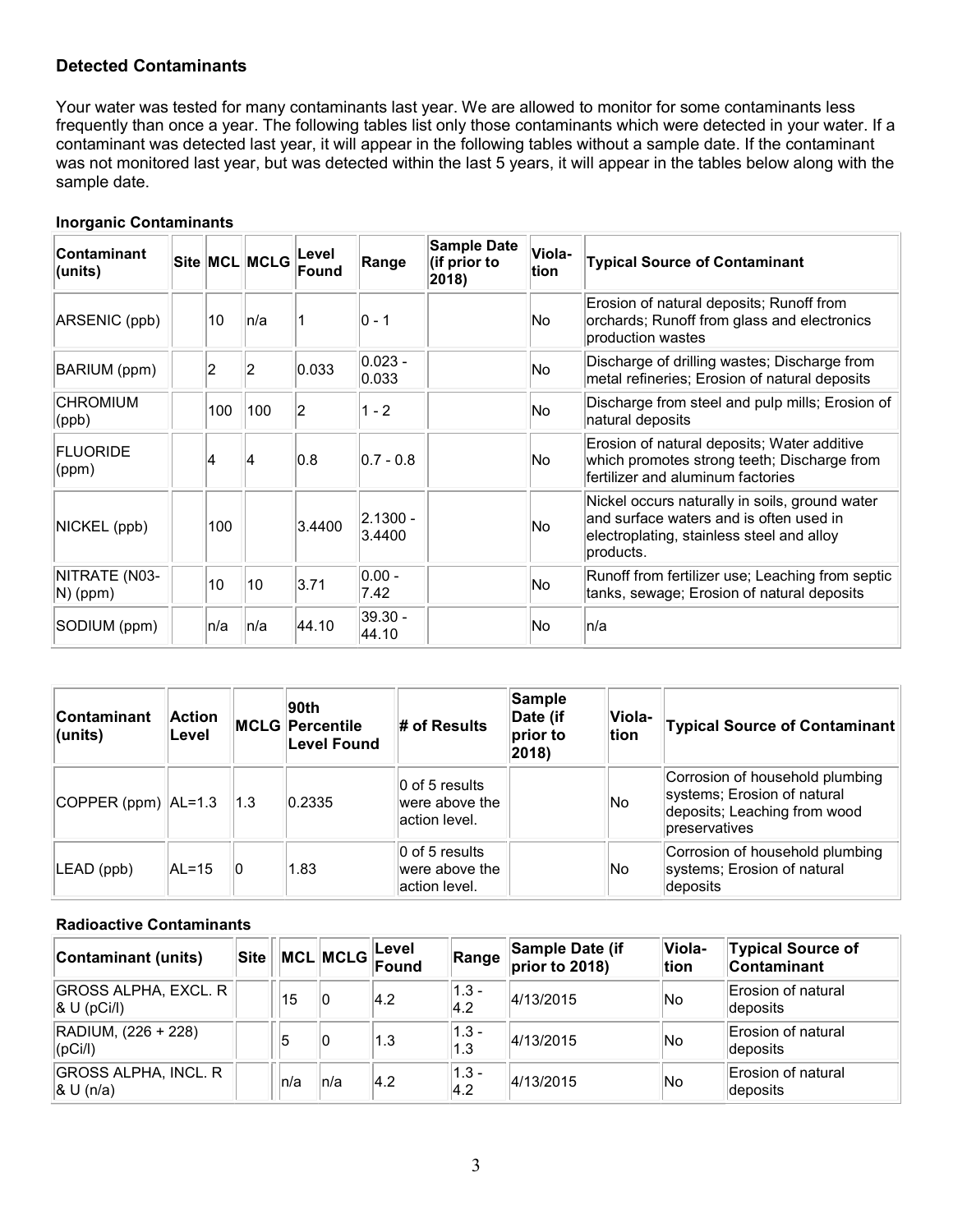## Detected Contaminants

Your water was tested for many contaminants last year. We are allowed to monitor for some contaminants less frequently than once a year. The following tables list only those contaminants which were detected in your water. If a contaminant was detected last year, it will appear in the following tables without a sample date. If the contaminant was not monitored last year, but was detected within the last 5 years, it will appear in the tables below along with the sample date.

### Inorganic Contaminants

| Contaminant (units) | Site | MCL | MCLG | Level Found | Range | Sample Date (if prior to 2018) | Viola-tion | Typical Source of Contaminant |
|---|---|---|---|---|---|---|---|---|
| ARSENIC (ppb) | | 10 | n/a | 1 | 0 - 1 | | No | Erosion of natural deposits; Runoff from orchards; Runoff from glass and electronics production wastes |
| BARIUM (ppm) | | 2 | 2 | 0.033 | 0.023 - 0.033 | | No | Discharge of drilling wastes; Discharge from metal refineries; Erosion of natural deposits |
| CHROMIUM (ppb) | | 100 | 100 | 2 | 1 - 2 | | No | Discharge from steel and pulp mills; Erosion of natural deposits |
| FLUORIDE (ppm) | | 4 | 4 | 0.8 | 0.7 - 0.8 | | No | Erosion of natural deposits; Water additive which promotes strong teeth; Discharge from fertilizer and aluminum factories |
| NICKEL (ppb) | | 100 | | 3.4400 | 2.1300 - 3.4400 | | No | Nickel occurs naturally in soils, ground water and surface waters and is often used in electroplating, stainless steel and alloy products. |
| NITRATE (N03-N) (ppm) | | 10 | 10 | 3.71 | 0.00 - 7.42 | | No | Runoff from fertilizer use; Leaching from septic tanks, sewage; Erosion of natural deposits |
| SODIUM (ppm) | | n/a | n/a | 44.10 | 39.30 - 44.10 | | No | n/a |

| Contaminant (units) | Action Level | MCLG | 90th Percentile Level Found | # of Results | Sample Date (if prior to 2018) | Viola-tion | Typical Source of Contaminant |
|---|---|---|---|---|---|---|---|
| COPPER (ppm) | AL=1.3 | 1.3 | 0.2335 | 0 of 5 results were above the action level. | | No | Corrosion of household plumbing systems; Erosion of natural deposits; Leaching from wood preservatives |
| LEAD (ppb) | AL=15 | 0 | 1.83 | 0 of 5 results were above the action level. | | No | Corrosion of household plumbing systems; Erosion of natural deposits |

### Radioactive Contaminants

| Contaminant (units) | Site | MCL | MCLG | Level Found | Range | Sample Date (if prior to 2018) | Viola-tion | Typical Source of Contaminant |
|---|---|---|---|---|---|---|---|---|
| GROSS ALPHA, EXCL. R & U (pCi/l) | | 15 | 0 | 4.2 | 1.3 - 4.2 | 4/13/2015 | No | Erosion of natural deposits |
| RADIUM, (226 + 228) (pCi/l) | | 5 | 0 | 1.3 | 1.3 - 1.3 | 4/13/2015 | No | Erosion of natural deposits |
| GROSS ALPHA, INCL. R & U (n/a) | | n/a | n/a | 4.2 | 1.3 - 4.2 | 4/13/2015 | No | Erosion of natural deposits |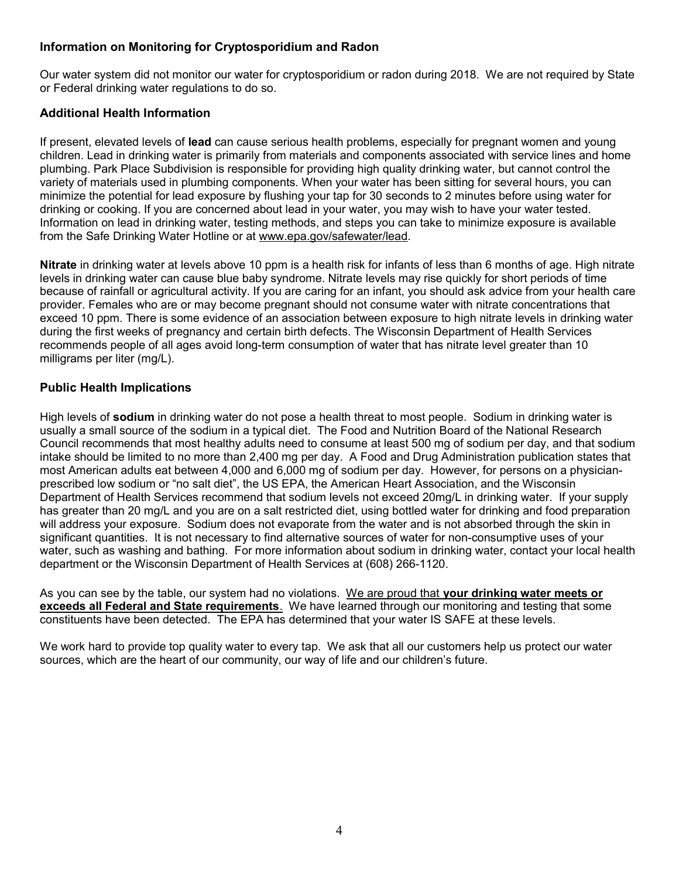### Information on Monitoring for Cryptosporidium and Radon

Our water system did not monitor our water for cryptosporidium or radon during 2018. We are not required by State or Federal drinking water regulations to do so.

### Additional Health Information

If present, elevated levels of **lead** can cause serious health problems, especially for pregnant women and young children. Lead in drinking water is primarily from materials and components associated with service lines and home plumbing. Park Place Subdivision is responsible for providing high quality drinking water, but cannot control the variety of materials used in plumbing components. When your water has been sitting for several hours, you can minimize the potential for lead exposure by flushing your tap for 30 seconds to 2 minutes before using water for drinking or cooking. If you are concerned about lead in your water, you may wish to have your water tested. Information on lead in drinking water, testing methods, and steps you can take to minimize exposure is available from the Safe Drinking Water Hotline or at www.epa.gov/safewater/lead.

**Nitrate** in drinking water at levels above 10 ppm is a health risk for infants of less than 6 months of age. High nitrate levels in drinking water can cause blue baby syndrome. Nitrate levels may rise quickly for short periods of time because of rainfall or agricultural activity. If you are caring for an infant, you should ask advice from your health care provider. Females who are or may become pregnant should not consume water with nitrate concentrations that exceed 10 ppm. There is some evidence of an association between exposure to high nitrate levels in drinking water during the first weeks of pregnancy and certain birth defects. The Wisconsin Department of Health Services recommends people of all ages avoid long-term consumption of water that has nitrate level greater than 10 milligrams per liter (mg/L).

### Public Health Implications

High levels of **sodium** in drinking water do not pose a health threat to most people. Sodium in drinking water is usually a small source of the sodium in a typical diet. The Food and Nutrition Board of the National Research Council recommends that most healthy adults need to consume at least 500 mg of sodium per day, and that sodium intake should be limited to no more than 2,400 mg per day. A Food and Drug Administration publication states that most American adults eat between 4,000 and 6,000 mg of sodium per day. However, for persons on a physician-prescribed low sodium or "no salt diet", the US EPA, the American Heart Association, and the Wisconsin Department of Health Services recommend that sodium levels not exceed 20mg/L in drinking water. If your supply has greater than 20 mg/L and you are on a salt restricted diet, using bottled water for drinking and food preparation will address your exposure. Sodium does not evaporate from the water and is not absorbed through the skin in significant quantities. It is not necessary to find alternative sources of water for non-consumptive uses of your water, such as washing and bathing. For more information about sodium in drinking water, contact your local health department or the Wisconsin Department of Health Services at (608) 266-1120.

As you can see by the table, our system had no violations. We are proud that **your drinking water meets or exceeds all Federal and State requirements**. We have learned through our monitoring and testing that some constituents have been detected. The EPA has determined that your water IS SAFE at these levels.

We work hard to provide top quality water to every tap. We ask that all our customers help us protect our water sources, which are the heart of our community, our way of life and our children's future.